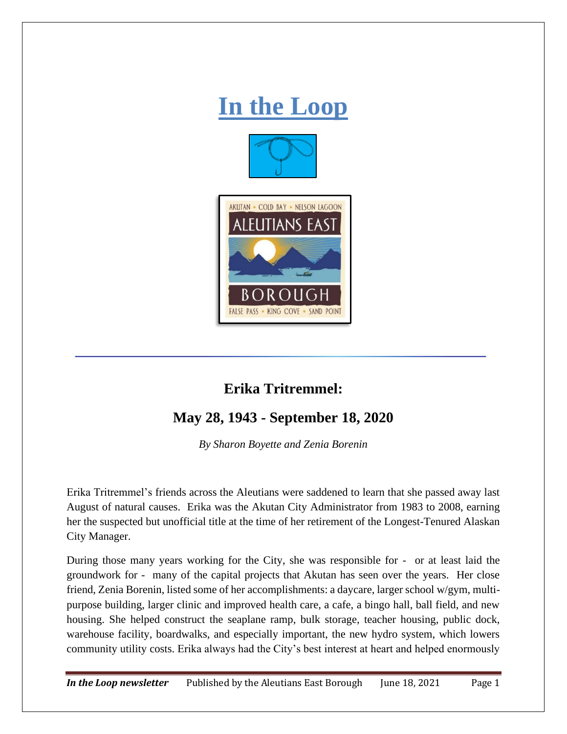# In the Loop

AKUTAN • COLD BAY • NELSON LAGOON

ALEUTIANS EAST

BOROUGH

FALSE PASS • KING COVE • SAND POINT

## Erika Tritremmel:

## May 28, 1943 - September 18, 2020

*By Sharon Boyette and Zenia Borenin*

Erika Tritremmel's friends across the Aleutians were saddened to learn that she passed away last August of natural causes. Erika was the Akutan City Administrator from 1983 to 2008, earning her the suspected but unofficial title at the time of her retirement of the Longest-Tenured Alaskan City Manager.

During those many years working for the City, she was responsible for - or at least laid the groundwork for - many of the capital projects that Akutan has seen over the years. Her close friend, Zenia Borenin, listed some of her accomplishments: a daycare, larger school w/gym, multi-purpose building, larger clinic and improved health care, a cafe, a bingo hall, ball field, and new housing. She helped construct the seaplane ramp, bulk storage, teacher housing, public dock, warehouse facility, boardwalks, and especially important, the new hydro system, which lowers community utility costs. Erika always had the City's best interest at heart and helped enormously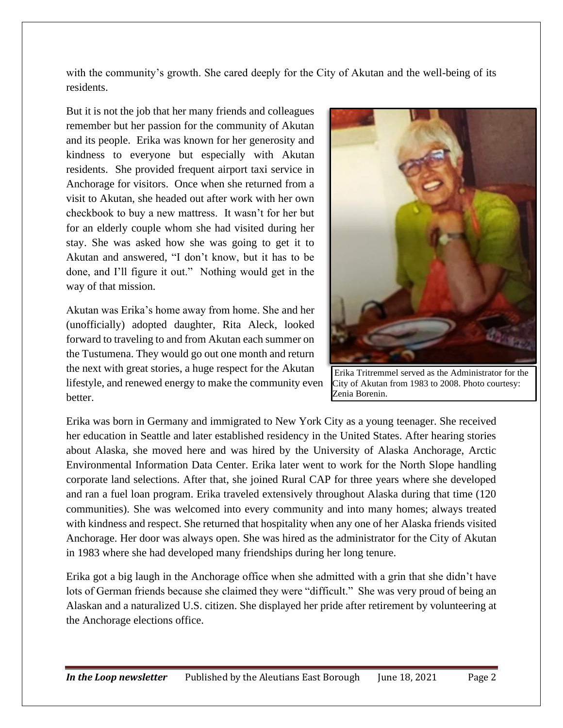with the community's growth. She cared deeply for the City of Akutan and the well-being of its residents.

But it is not the job that her many friends and colleagues remember but her passion for the community of Akutan and its people. Erika was known for her generosity and kindness to everyone but especially with Akutan residents. She provided frequent airport taxi service in Anchorage for visitors. Once when she returned from a visit to Akutan, she headed out after work with her own checkbook to buy a new mattress. It wasn't for her but for an elderly couple whom she had visited during her stay. She was asked how she was going to get it to Akutan and answered, "I don't know, but it has to be done, and I'll figure it out." Nothing would get in the way of that mission.

Akutan was Erika's home away from home. She and her (unofficially) adopted daughter, Rita Aleck, looked forward to traveling to and from Akutan each summer on the Tustumena. They would go out one month and return the next with great stories, a huge respect for the Akutan lifestyle, and renewed energy to make the community even better.

Erika Tritremmel served as the Administrator for the City of Akutan from 1983 to 2008. Photo courtesy: Zenia Borenin.

Erika was born in Germany and immigrated to New York City as a young teenager. She received her education in Seattle and later established residency in the United States. After hearing stories about Alaska, she moved here and was hired by the University of Alaska Anchorage, Arctic Environmental Information Data Center. Erika later went to work for the North Slope handling corporate land selections. After that, she joined Rural CAP for three years where she developed and ran a fuel loan program. Erika traveled extensively throughout Alaska during that time (120 communities). She was welcomed into every community and into many homes; always treated with kindness and respect. She returned that hospitality when any one of her Alaska friends visited Anchorage. Her door was always open. She was hired as the administrator for the City of Akutan in 1983 where she had developed many friendships during her long tenure.

Erika got a big laugh in the Anchorage office when she admitted with a grin that she didn't have lots of German friends because she claimed they were "difficult." She was very proud of being an Alaskan and a naturalized U.S. citizen. She displayed her pride after retirement by volunteering at the Anchorage elections office.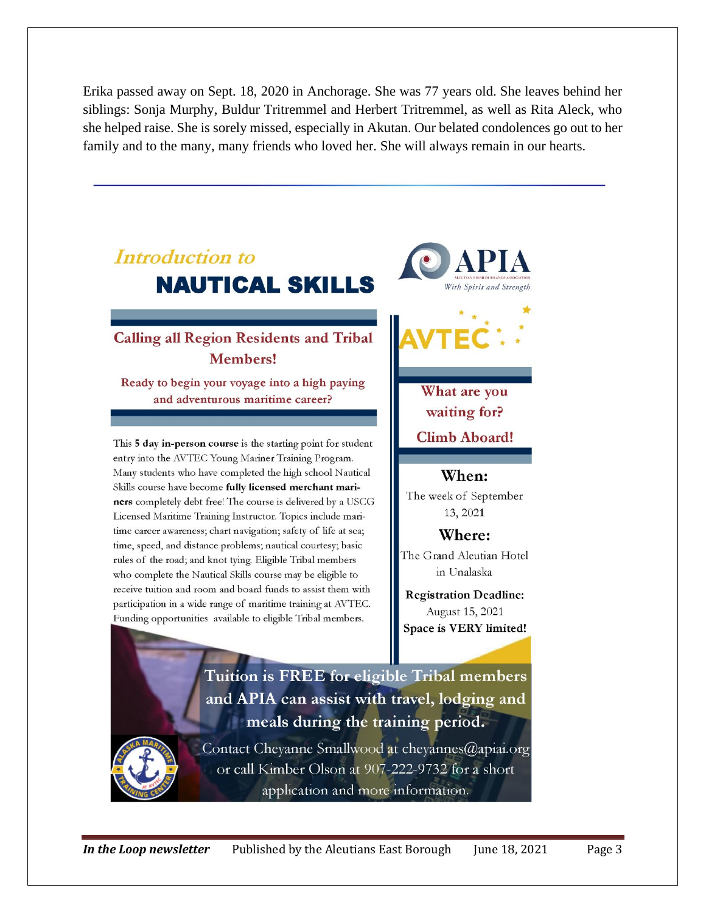Erika passed away on Sept. 18, 2020 in Anchorage. She was 77 years old. She leaves behind her siblings: Sonja Murphy, Buldur Tritremmel and Herbert Tritremmel, as well as Rita Aleck, who she helped raise. She is sorely missed, especially in Akutan. Our belated condolences go out to her family and to the many, many friends who loved her. She will always remain in our hearts.

---

*Introduction to*

# NAUTICAL SKILLS

APIA — With Spirit and Strength

AVTEC

## Calling all Region Residents and Tribal Members!

**Ready to begin your voyage into a high paying and adventurous maritime career?**

This **5 day in-person course** is the starting point for student entry into the AVTEC Young Mariner Training Program. Many students who have completed the high school Nautical Skills course have become **fully licensed merchant mariners** completely debt free! The course is delivered by a USCG Licensed Maritime Training Instructor. Topics include maritime career awareness; chart navigation; safety of life at sea; time, speed, and distance problems; nautical courtesy; basic rules of the road; and knot tying. Eligible Tribal members who complete the Nautical Skills course may be eligible to receive tuition and room and board funds to assist them with participation in a wide range of maritime training at AVTEC. Funding opportunities available to eligible Tribal members.

**What are you waiting for?**

**Climb Aboard!**

**When:**
The week of September 13, 2021

**Where:**
The Grand Aleutian Hotel in Unalaska

**Registration Deadline:**
August 15, 2021
**Space is VERY limited!**

**Tuition is FREE for eligible Tribal members and APIA can assist with travel, lodging and meals during the training period.**

Contact Cheyanne Smallwood at cheyannes@apiai.org or call Kimber Olson at 907-222-9732 for a short application and more information.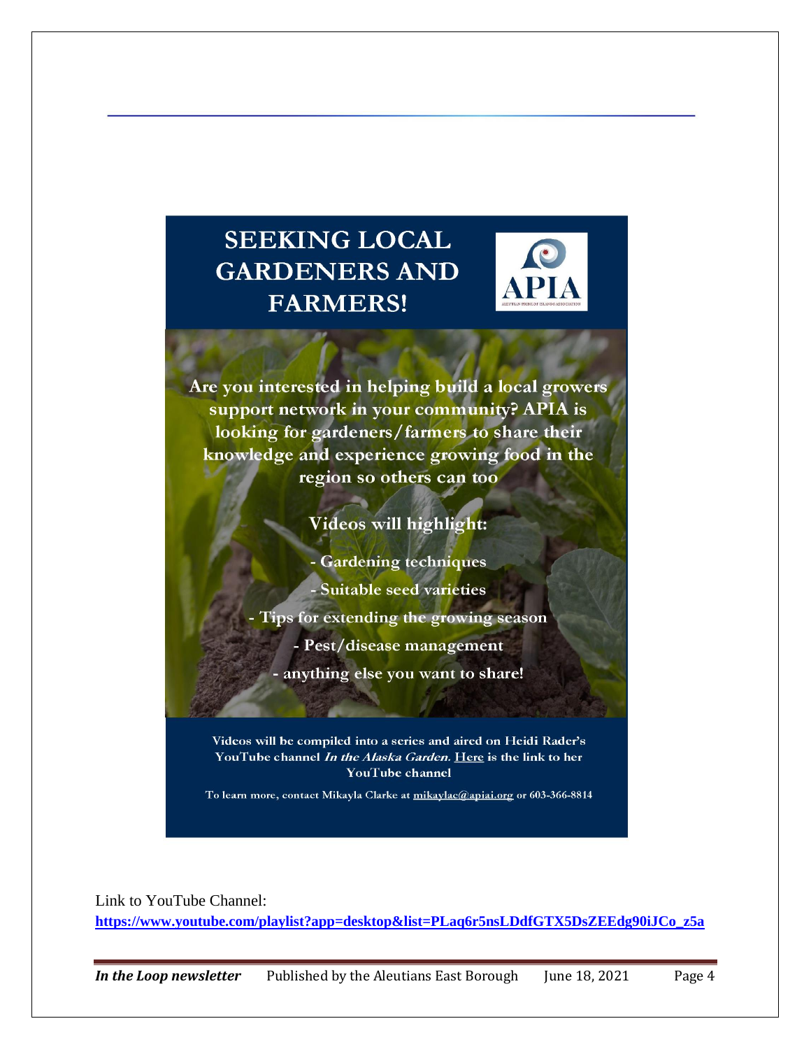# SEEKING LOCAL GARDENERS AND FARMERS!

APIA

Are you interested in helping build a local growers support network in your community? APIA is looking for gardeners/farmers to share their knowledge and experience growing food in the region so others can too

**Videos will highlight:**

- Gardening techniques
- Suitable seed varieties
- Tips for extending the growing season
- Pest/disease management
- anything else you want to share!

Videos will be compiled into a series and aired on Heidi Rader's YouTube channel *In the Alaska Garden*. Here is the link to her YouTube channel

To learn more, contact Mikayla Clarke at mikaylac@apiai.org or 603-366-8814

Link to YouTube Channel:
**https://www.youtube.com/playlist?app=desktop&list=PLaq6r5nsLDdfGTX5DsZEEdg90iJCo_z5a**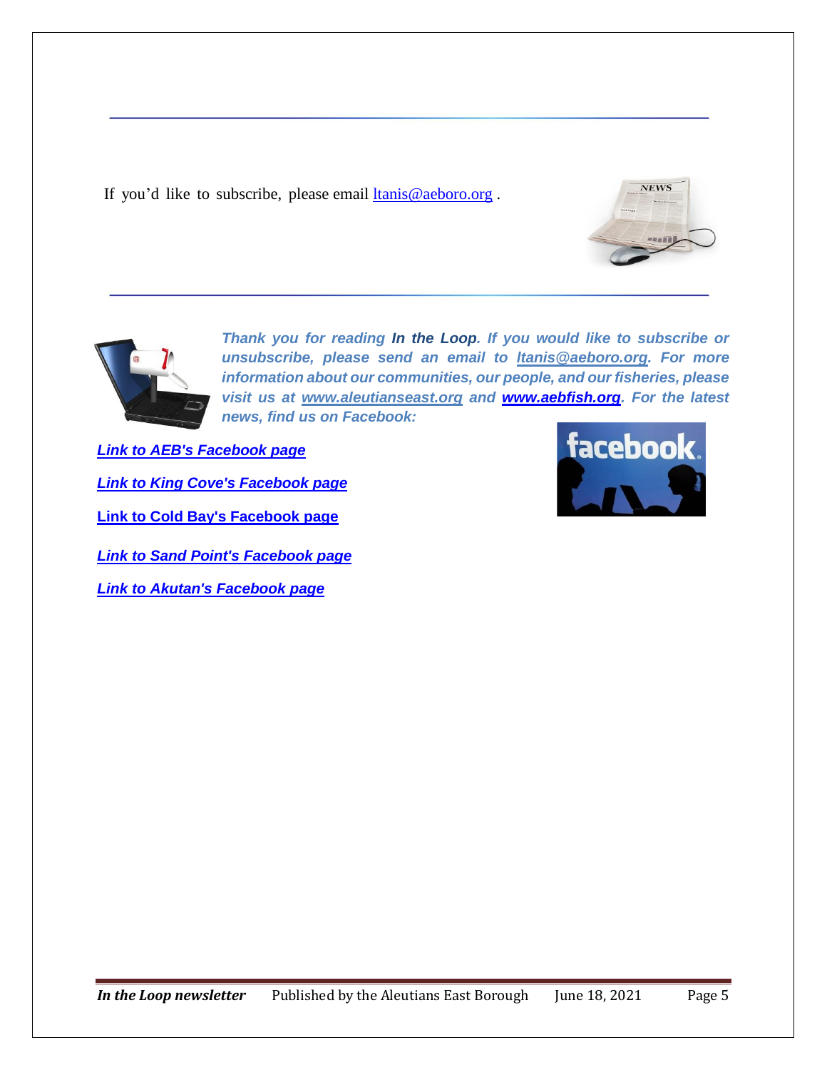If you'd like to subscribe, please email ltanis@aeboro.org .

***Thank you for reading In the Loop. If you would like to subscribe or unsubscribe, please send an email to ltanis@aeboro.org. For more information about our communities, our people, and our fisheries, please visit us at www.aleutianseast.org and www.aebfish.org. For the latest news, find us on Facebook:***

***Link to AEB's Facebook page***

***Link to King Cove's Facebook page***

**Link to Cold Bay's Facebook page**

***Link to Sand Point's Facebook page***

***Link to Akutan's Facebook page***